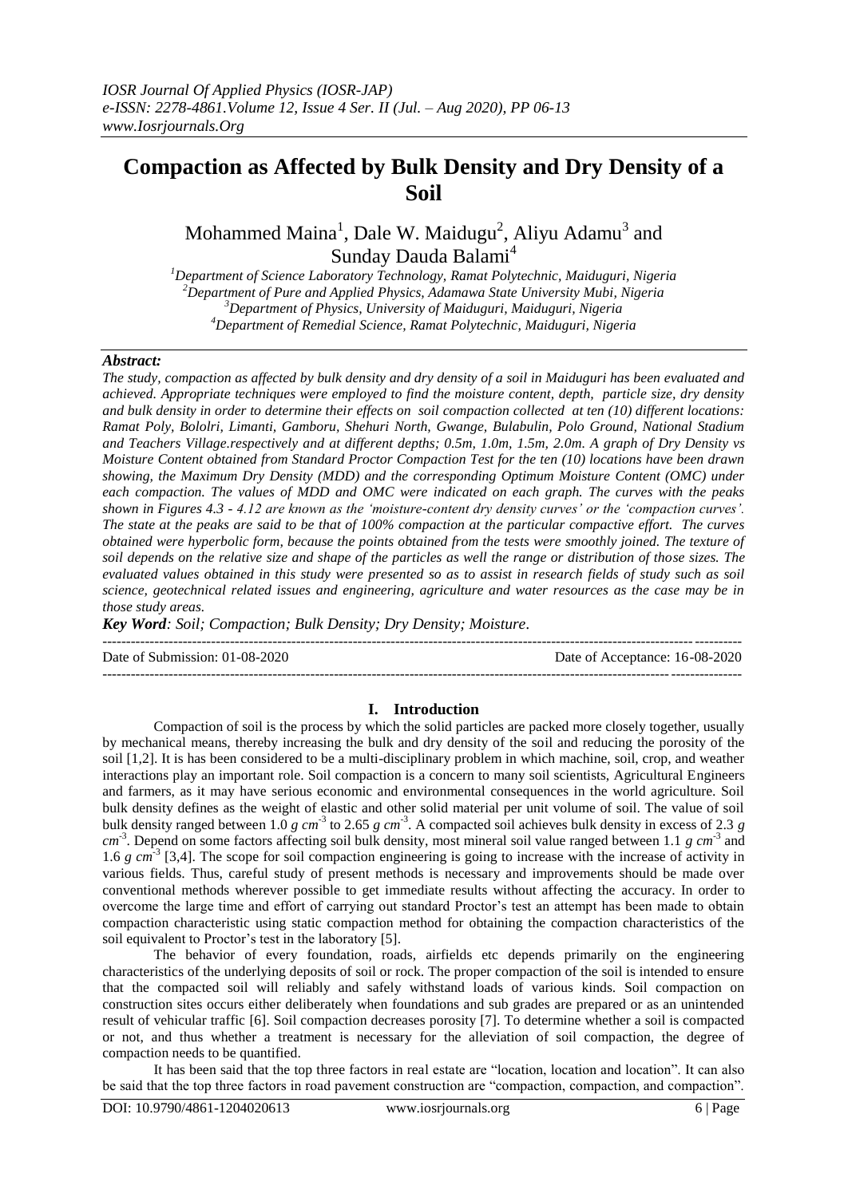# Compaction as Affected by Bulk Density and Dry Density of a Soil

Mohammed Maina[1], Dale W. Maidugu[2], Aliyu Adamu[3] and Sunday Dauda Balami[4]

[1]*Department of Science Laboratory Technology, Ramat Polytechnic, Maiduguri, Nigeria*
[2]*Department of Pure and Applied Physics, Adamawa State University Mubi, Nigeria*
[3]*Department of Physics, University of Maiduguri, Maiduguri, Nigeria*
[4]*Department of Remedial Science, Ramat Polytechnic, Maiduguri, Nigeria*

***Abstract:***

*The study, compaction as affected by bulk density and dry density of a soil in Maiduguri has been evaluated and achieved. Appropriate techniques were employed to find the moisture content, depth, particle size, dry density and bulk density in order to determine their effects on soil compaction collected at ten (10) different locations: Ramat Poly, Bololri, Limanti, Gamboru, Shehuri North, Gwange, Bulabulin, Polo Ground, National Stadium and Teachers Village.respectively and at different depths; 0.5m, 1.0m, 1.5m, 2.0m. A graph of Dry Density vs Moisture Content obtained from Standard Proctor Compaction Test for the ten (10) locations have been drawn showing, the Maximum Dry Density (MDD) and the corresponding Optimum Moisture Content (OMC) under each compaction. The values of MDD and OMC were indicated on each graph. The curves with the peaks shown in Figures 4.3 - 4.12 are known as the 'moisture-content dry density curves' or the 'compaction curves'. The state at the peaks are said to be that of 100% compaction at the particular compactive effort. The curves obtained were hyperbolic form, because the points obtained from the tests were smoothly joined. The texture of soil depends on the relative size and shape of the particles as well the range or distribution of those sizes. The evaluated values obtained in this study were presented so as to assist in research fields of study such as soil science, geotechnical related issues and engineering, agriculture and water resources as the case may be in those study areas.*

***Key Word**: Soil; Compaction; Bulk Density; Dry Density; Moisture.*

Date of Submission: 01-08-2020 | Date of Acceptance: 16-08-2020

## I. Introduction

Compaction of soil is the process by which the solid particles are packed more closely together, usually by mechanical means, thereby increasing the bulk and dry density of the soil and reducing the porosity of the soil [1,2]. It is has been considered to be a multi-disciplinary problem in which machine, soil, crop, and weather interactions play an important role. Soil compaction is a concern to many soil scientists, Agricultural Engineers and farmers, as it may have serious economic and environmental consequences in the world agriculture. Soil bulk density defines as the weight of elastic and other solid material per unit volume of soil. The value of soil bulk density ranged between 1.0 $g\ cm^{-3}$ to 2.65 $g\ cm^{-3}$. A compacted soil achieves bulk density in excess of 2.3 $g\ cm^{-3}$. Depend on some factors affecting soil bulk density, most mineral soil value ranged between 1.1 $g\ cm^{-3}$ and 1.6 $g\ cm^{-3}$ [3,4]. The scope for soil compaction engineering is going to increase with the increase of activity in various fields. Thus, careful study of present methods is necessary and improvements should be made over conventional methods wherever possible to get immediate results without affecting the accuracy. In order to overcome the large time and effort of carrying out standard Proctor's test an attempt has been made to obtain compaction characteristic using static compaction method for obtaining the compaction characteristics of the soil equivalent to Proctor's test in the laboratory [5].

The behavior of every foundation, roads, airfields etc depends primarily on the engineering characteristics of the underlying deposits of soil or rock. The proper compaction of the soil is intended to ensure that the compacted soil will reliably and safely withstand loads of various kinds. Soil compaction on construction sites occurs either deliberately when foundations and sub grades are prepared or as an unintended result of vehicular traffic [6]. Soil compaction decreases porosity [7]. To determine whether a soil is compacted or not, and thus whether a treatment is necessary for the alleviation of soil compaction, the degree of compaction needs to be quantified.

It has been said that the top three factors in real estate are "location, location and location". It can also be said that the top three factors in road pavement construction are "compaction, compaction, and compaction".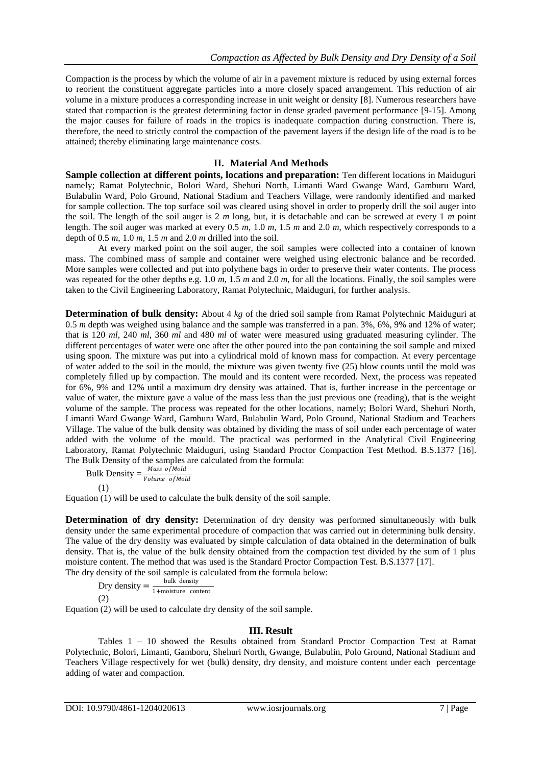Compaction is the process by which the volume of air in a pavement mixture is reduced by using external forces to reorient the constituent aggregate particles into a more closely spaced arrangement. This reduction of air volume in a mixture produces a corresponding increase in unit weight or density [8]. Numerous researchers have stated that compaction is the greatest determining factor in dense graded pavement performance [9-15]. Among the major causes for failure of roads in the tropics is inadequate compaction during construction. There is, therefore, the need to strictly control the compaction of the pavement layers if the design life of the road is to be attained; thereby eliminating large maintenance costs.

## II. Material And Methods

**Sample collection at different points, locations and preparation:** Ten different locations in Maiduguri namely; Ramat Polytechnic, Bolori Ward, Shehuri North, Limanti Ward Gwange Ward, Gamburu Ward, Bulabulin Ward, Polo Ground, National Stadium and Teachers Village, were randomly identified and marked for sample collection. The top surface soil was cleared using shovel in order to properly drill the soil auger into the soil. The length of the soil auger is 2 *m* long, but, it is detachable and can be screwed at every 1 *m* point length. The soil auger was marked at every 0.5 *m*, 1.0 *m*, 1.5 *m* and 2.0 *m*, which respectively corresponds to a depth of 0.5 *m*, 1.0 *m*, 1.5 *m* and 2.0 *m* drilled into the soil.

At every marked point on the soil auger, the soil samples were collected into a container of known mass. The combined mass of sample and container were weighed using electronic balance and be recorded. More samples were collected and put into polythene bags in order to preserve their water contents. The process was repeated for the other depths e.g. 1.0 *m*, 1.5 *m* and 2.0 *m*, for all the locations. Finally, the soil samples were taken to the Civil Engineering Laboratory, Ramat Polytechnic, Maiduguri, for further analysis.

**Determination of bulk density:** About 4 *kg* of the dried soil sample from Ramat Polytechnic Maiduguri at 0.5 *m* depth was weighed using balance and the sample was transferred in a pan. 3%, 6%, 9% and 12% of water; that is 120 *ml*, 240 *ml*, 360 *ml* and 480 *ml* of water were measured using graduated measuring cylinder. The different percentages of water were one after the other poured into the pan containing the soil sample and mixed using spoon. The mixture was put into a cylindrical mold of known mass for compaction. At every percentage of water added to the soil in the mould, the mixture was given twenty five (25) blow counts until the mold was completely filled up by compaction. The mould and its content were recorded. Next, the process was repeated for 6%, 9% and 12% until a maximum dry density was attained. That is, further increase in the percentage or value of water, the mixture gave a value of the mass less than the just previous one (reading), that is the weight volume of the sample. The process was repeated for the other locations, namely; Bolori Ward, Shehuri North, Limanti Ward Gwange Ward, Gamburu Ward, Bulabulin Ward, Polo Ground, National Stadium and Teachers Village. The value of the bulk density was obtained by dividing the mass of soil under each percentage of water added with the volume of the mould. The practical was performed in the Analytical Civil Engineering Laboratory, Ramat Polytechnic Maiduguri, using Standard Proctor Compaction Test Method. B.S.1377 [16]. The Bulk Density of the samples are calculated from the formula:

$$\text{Bulk Density} = \frac{Mass\ of Mold}{Volume\ \ of Mold} \tag{1}$$

Equation (1) will be used to calculate the bulk density of the soil sample.

**Determination of dry density:** Determination of dry density was performed simultaneously with bulk density under the same experimental procedure of compaction that was carried out in determining bulk density. The value of the dry density was evaluated by simple calculation of data obtained in the determination of bulk density. That is, the value of the bulk density obtained from the compaction test divided by the sum of 1 plus moisture content. The method that was used is the Standard Proctor Compaction Test. B.S.1377 [17].
The dry density of the soil sample is calculated from the formula below:

$$\text{Dry density} = \frac{\text{bulk density}}{1+\text{moisture content}} \tag{2}$$

Equation (2) will be used to calculate dry density of the soil sample.

## III. Result

Tables 1 – 10 showed the Results obtained from Standard Proctor Compaction Test at Ramat Polytechnic, Bolori, Limanti, Gamboru, Shehuri North, Gwange, Bulabulin, Polo Ground, National Stadium and Teachers Village respectively for wet (bulk) density, dry density, and moisture content under each percentage adding of water and compaction.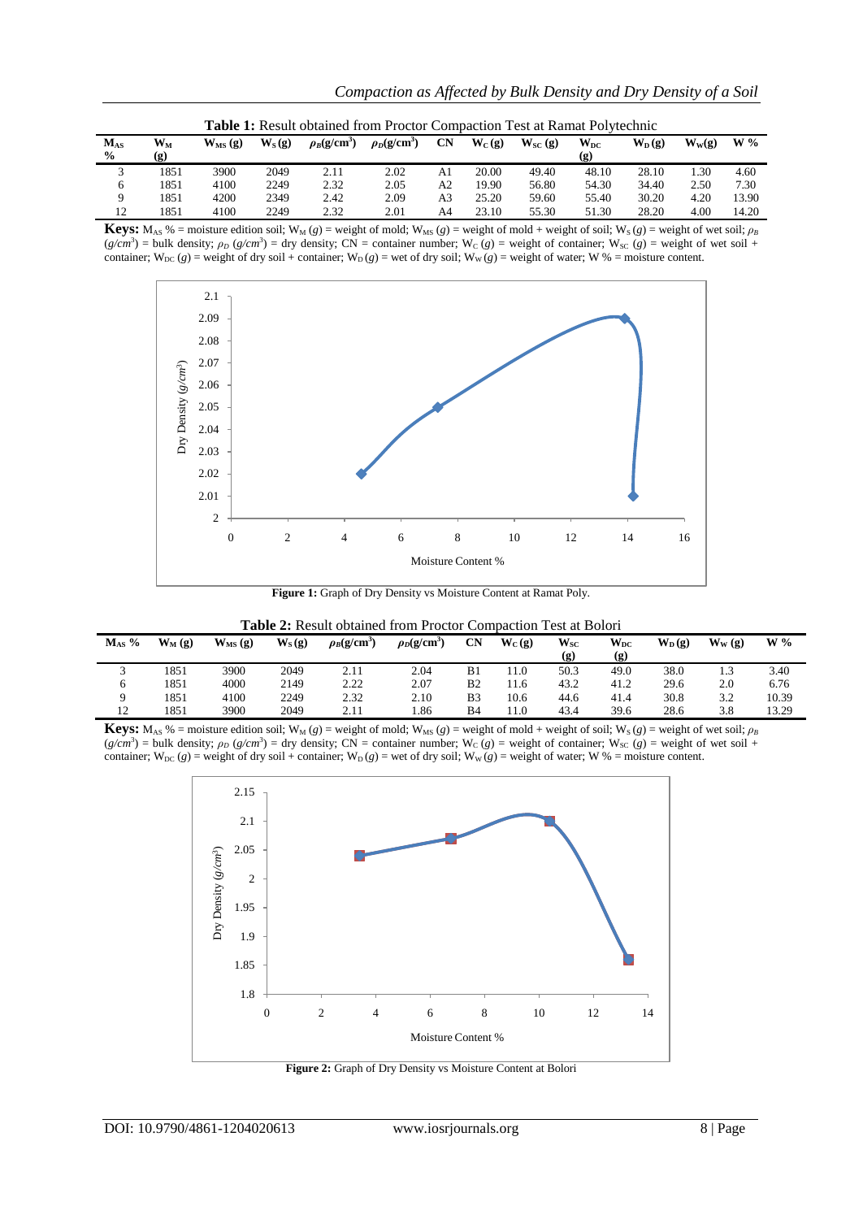**Table 1:** Result obtained from Proctor Compaction Test at Ramat Polytechnic

| $M_{AS}$ % | $W_M$ (g) | $W_{MS}$ (g) | $W_S$ (g) | $\rho_B$(g/cm$^3$) | $\rho_D$(g/cm$^3$) | CN | $W_C$ (g) | $W_{SC}$ (g) | $W_{DC}$ (g) | $W_D$ (g) | $W_W$(g) | W % |
|---|---|---|---|---|---|---|---|---|---|---|---|---|
| 3 | 1851 | 3900 | 2049 | 2.11 | 2.02 | A1 | 20.00 | 49.40 | 48.10 | 28.10 | 1.30 | 4.60 |
| 6 | 1851 | 4100 | 2249 | 2.32 | 2.05 | A2 | 19.90 | 56.80 | 54.30 | 34.40 | 2.50 | 7.30 |
| 9 | 1851 | 4200 | 2349 | 2.42 | 2.09 | A3 | 25.20 | 59.60 | 55.40 | 30.20 | 4.20 | 13.90 |
| 12 | 1851 | 4100 | 2249 | 2.32 | 2.01 | A4 | 23.10 | 55.30 | 51.30 | 28.20 | 4.00 | 14.20 |

**Keys:** $M_{AS}$ % = moisture edition soil; $W_M$ (*g*) = weight of mold; $W_{MS}$ (*g*) = weight of mold + weight of soil; $W_S$ (*g*) = weight of wet soil; $\rho_B$ (*g/cm*$^3$) = bulk density; $\rho_D$ (*g/cm*$^3$) = dry density; CN = container number; $W_C$ (*g*) = weight of container; $W_{SC}$ (*g*) = weight of wet soil + container; $W_{DC}$ (*g*) = weight of dry soil + container; $W_D$ (*g*) = wet of dry soil; $W_W$ (*g*) = weight of water; W % = moisture content.

**Figure 1:** Graph of Dry Density vs Moisture Content at Ramat Poly.

**Table 2:** Result obtained from Proctor Compaction Test at Bolori

| $M_{AS}$ % | $W_M$ (g) | $W_{MS}$ (g) | $W_S$ (g) | $\rho_B$(g/cm$^3$) | $\rho_D$(g/cm$^3$) | CN | $W_C$ (g) | $W_{SC}$ (g) | $W_{DC}$ (g) | $W_D$ (g) | $W_W$ (g) | W % |
|---|---|---|---|---|---|---|---|---|---|---|---|---|
| 3 | 1851 | 3900 | 2049 | 2.11 | 2.04 | B1 | 11.0 | 50.3 | 49.0 | 38.0 | 1.3 | 3.40 |
| 6 | 1851 | 4000 | 2149 | 2.22 | 2.07 | B2 | 11.6 | 43.2 | 41.2 | 29.6 | 2.0 | 6.76 |
| 9 | 1851 | 4100 | 2249 | 2.32 | 2.10 | B3 | 10.6 | 44.6 | 41.4 | 30.8 | 3.2 | 10.39 |
| 12 | 1851 | 3900 | 2049 | 2.11 | 1.86 | B4 | 11.0 | 43.4 | 39.6 | 28.6 | 3.8 | 13.29 |

**Keys:** $M_{AS}$ % = moisture edition soil; $W_M$ (*g*) = weight of mold; $W_{MS}$ (*g*) = weight of mold + weight of soil; $W_S$ (*g*) = weight of wet soil; $\rho_B$ (*g/cm*$^3$) = bulk density; $\rho_D$ (*g/cm*$^3$) = dry density; CN = container number; $W_C$ (*g*) = weight of container; $W_{SC}$ (*g*) = weight of wet soil + container; $W_{DC}$ (*g*) = weight of dry soil + container; $W_D$ (*g*) = wet of dry soil; $W_W$ (*g*) = weight of water; W % = moisture content.

**Figure 2:** Graph of Dry Density vs Moisture Content at Bolori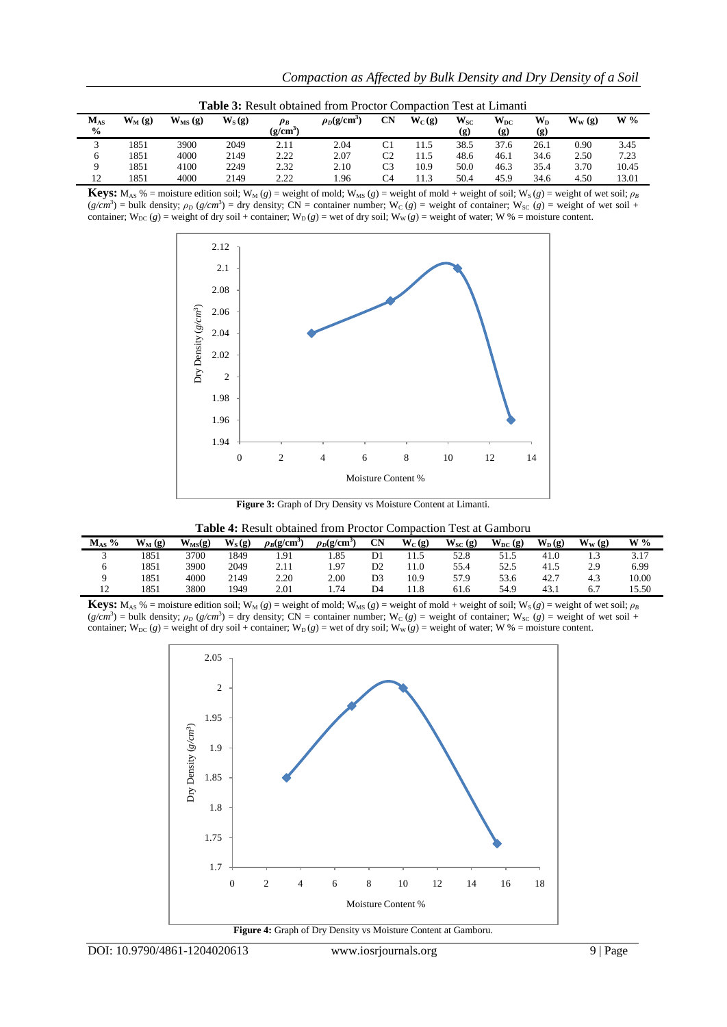**Table 3:** Result obtained from Proctor Compaction Test at Limanti

| $M_{AS}$ % | $W_M$ (g) | $W_{MS}$ (g) | $W_S$ (g) | $\rho_B$ (g/cm$^3$) | $\rho_D$(g/cm$^3$) | CN | $W_C$ (g) | $W_{SC}$ (g) | $W_{DC}$ (g) | $W_D$ (g) | $W_W$ (g) | W % |
|---|---|---|---|---|---|---|---|---|---|---|---|---|
| 3 | 1851 | 3900 | 2049 | 2.11 | 2.04 | C1 | 11.5 | 38.5 | 37.6 | 26.1 | 0.90 | 3.45 |
| 6 | 1851 | 4000 | 2149 | 2.22 | 2.07 | C2 | 11.5 | 48.6 | 46.1 | 34.6 | 2.50 | 7.23 |
| 9 | 1851 | 4100 | 2249 | 2.32 | 2.10 | C3 | 10.9 | 50.0 | 46.3 | 35.4 | 3.70 | 10.45 |
| 12 | 1851 | 4000 | 2149 | 2.22 | 1.96 | C4 | 11.3 | 50.4 | 45.9 | 34.6 | 4.50 | 13.01 |

**Keys:** $M_{AS}$ % = moisture edition soil; $W_M$ (g) = weight of mold; $W_{MS}$ (g) = weight of mold + weight of soil; $W_S$ (g) = weight of wet soil; $\rho_B$ (g/cm$^3$) = bulk density; $\rho_D$ (g/cm$^3$) = dry density; CN = container number; $W_C$ (g) = weight of container; $W_{SC}$ (g) = weight of wet soil + container; $W_{DC}$ (g) = weight of dry soil + container; $W_D$ (g) = wet of dry soil; $W_W$ (g) = weight of water; W % = moisture content.

**Figure 3:** Graph of Dry Density vs Moisture Content at Limanti.

**Table 4:** Result obtained from Proctor Compaction Test at Gamboru

| $M_{AS}$ % | $W_M$ (g) | $W_{MS}$(g) | $W_S$ (g) | $\rho_B$(g/cm$^3$) | $\rho_D$(g/cm$^3$) | CN | $W_C$ (g) | $W_{SC}$ (g) | $W_{DC}$ (g) | $W_D$ (g) | $W_W$ (g) | W % |
|---|---|---|---|---|---|---|---|---|---|---|---|---|
| 3 | 1851 | 3700 | 1849 | 1.91 | 1.85 | D1 | 11.5 | 52.8 | 51.5 | 41.0 | 1.3 | 3.17 |
| 6 | 1851 | 3900 | 2049 | 2.11 | 1.97 | D2 | 11.0 | 55.4 | 52.5 | 41.5 | 2.9 | 6.99 |
| 9 | 1851 | 4000 | 2149 | 2.20 | 2.00 | D3 | 10.9 | 57.9 | 53.6 | 42.7 | 4.3 | 10.00 |
| 12 | 1851 | 3800 | 1949 | 2.01 | 1.74 | D4 | 11.8 | 61.6 | 54.9 | 43.1 | 6.7 | 15.50 |

**Keys:** $M_{AS}$ % = moisture edition soil; $W_M$ (g) = weight of mold; $W_{MS}$ (g) = weight of mold + weight of soil; $W_S$ (g) = weight of wet soil; $\rho_B$ (g/cm$^3$) = bulk density; $\rho_D$ (g/cm$^3$) = dry density; CN = container number; $W_C$ (g) = weight of container; $W_{SC}$ (g) = weight of wet soil + container; $W_{DC}$ (g) = weight of dry soil + container; $W_D$ (g) = wet of dry soil; $W_W$ (g) = weight of water; W % = moisture content.

**Figure 4:** Graph of Dry Density vs Moisture Content at Gamboru.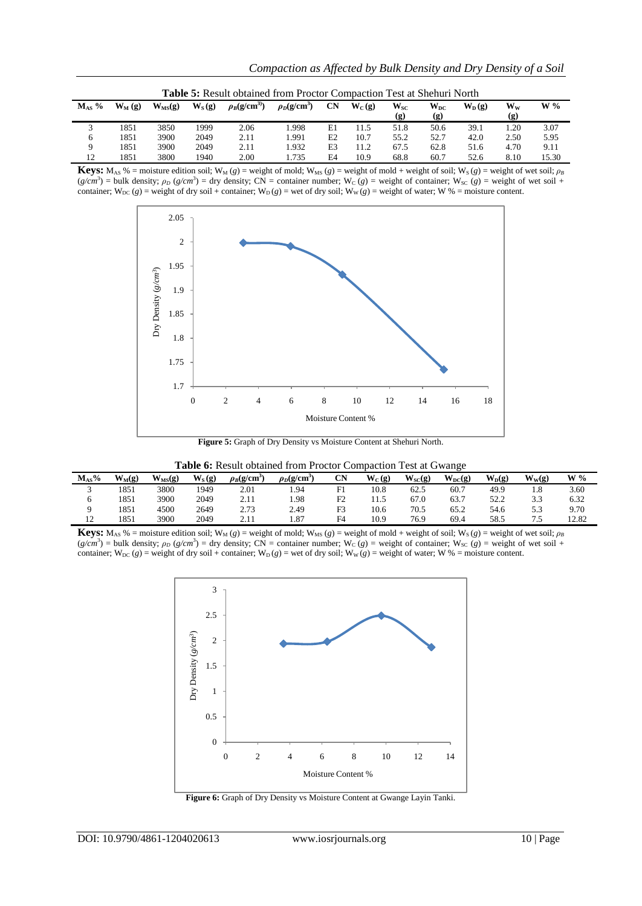**Table 5:** Result obtained from Proctor Compaction Test at Shehuri North

| $M_{AS}$ % | $W_M$ (g) | $W_{MS}$(g) | $W_S$ (g) | $\rho_B$(g/cm$^3$) | $\rho_D$(g/cm$^3$) | CN | $W_C$ (g) | $W_{SC}$ (g) | $W_{DC}$ (g) | $W_D$ (g) | $W_W$ (g) | W % |
|---|---|---|---|---|---|---|---|---|---|---|---|---|
| 3 | 1851 | 3850 | 1999 | 2.06 | 1.998 | E1 | 11.5 | 51.8 | 50.6 | 39.1 | 1.20 | 3.07 |
| 6 | 1851 | 3900 | 2049 | 2.11 | 1.991 | E2 | 10.7 | 55.2 | 52.7 | 42.0 | 2.50 | 5.95 |
| 9 | 1851 | 3900 | 2049 | 2.11 | 1.932 | E3 | 11.2 | 67.5 | 62.8 | 51.6 | 4.70 | 9.11 |
| 12 | 1851 | 3800 | 1940 | 2.00 | 1.735 | E4 | 10.9 | 68.8 | 60.7 | 52.6 | 8.10 | 15.30 |

**Keys:** $M_{AS}$ % = moisture edition soil; $W_M$ (*g*) = weight of mold; $W_{MS}$ (*g*) = weight of mold + weight of soil; $W_S$ (*g*) = weight of wet soil; $\rho_B$ (*g/cm*$^3$) = bulk density; $\rho_D$ (*g/cm*$^3$) = dry density; CN = container number; $W_C$ (*g*) = weight of container; $W_{SC}$ (*g*) = weight of wet soil + container; $W_{DC}$ (*g*) = weight of dry soil + container; $W_D$ (*g*) = wet of dry soil; $W_W$ (*g*) = weight of water; W % = moisture content.

**Figure 5:** Graph of Dry Density vs Moisture Content at Shehuri North.

**Table 6:** Result obtained from Proctor Compaction Test at Gwange

| $M_{AS}$% | $W_M$(g) | $W_{MS}$(g) | $W_S$ (g) | $\rho_B$(g/cm$^3$) | $\rho_D$(g/cm$^3$) | CN | $W_C$ (g) | $W_{SC}$(g) | $W_{DC}$(g) | $W_D$(g) | $W_W$(g) | W % |
|---|---|---|---|---|---|---|---|---|---|---|---|---|
| 3 | 1851 | 3800 | 1949 | 2.01 | 1.94 | F1 | 10.8 | 62.5 | 60.7 | 49.9 | 1.8 | 3.60 |
| 6 | 1851 | 3900 | 2049 | 2.11 | 1.98 | F2 | 11.5 | 67.0 | 63.7 | 52.2 | 3.3 | 6.32 |
| 9 | 1851 | 4500 | 2649 | 2.73 | 2.49 | F3 | 10.6 | 70.5 | 65.2 | 54.6 | 5.3 | 9.70 |
| 12 | 1851 | 3900 | 2049 | 2.11 | 1.87 | F4 | 10.9 | 76.9 | 69.4 | 58.5 | 7.5 | 12.82 |

**Keys:** $M_{AS}$ % = moisture edition soil; $W_M$ (*g*) = weight of mold; $W_{MS}$ (*g*) = weight of mold + weight of soil; $W_S$ (*g*) = weight of wet soil; $\rho_B$ (*g/cm*$^3$) = bulk density; $\rho_D$ (*g/cm*$^3$) = dry density; CN = container number; $W_C$ (*g*) = weight of container; $W_{SC}$ (*g*) = weight of wet soil + container; $W_{DC}$ (*g*) = weight of dry soil + container; $W_D$ (*g*) = wet of dry soil; $W_W$ (*g*) = weight of water; W % = moisture content.

**Figure 6:** Graph of Dry Density vs Moisture Content at Gwange Layin Tanki.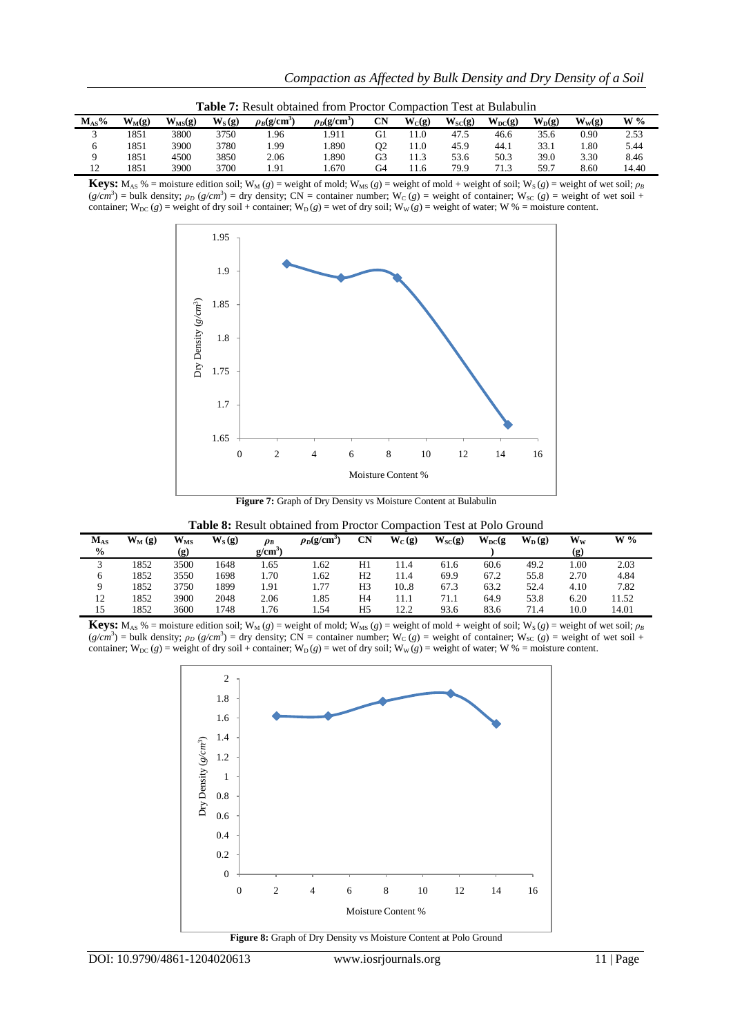**Table 7:** Result obtained from Proctor Compaction Test at Bulabulin

| $M_{AS}$% | $W_M$(g) | $W_{MS}$(g) | $W_S$ (g) | $\rho_B$(g/cm$^3$) | $\rho_D$(g/cm$^3$) | CN | $W_C$(g) | $W_{SC}$(g) | $W_{DC}$(g) | $W_D$(g) | $W_W$(g) | W % |
|---|---|---|---|---|---|---|---|---|---|---|---|---|
| 3 | 1851 | 3800 | 3750 | 1.96 | 1.911 | G1 | 11.0 | 47.5 | 46.6 | 35.6 | 0.90 | 2.53 |
| 6 | 1851 | 3900 | 3780 | 1.99 | 1.890 | Q2 | 11.0 | 45.9 | 44.1 | 33.1 | 1.80 | 5.44 |
| 9 | 1851 | 4500 | 3850 | 2.06 | 1.890 | G3 | 11.3 | 53.6 | 50.3 | 39.0 | 3.30 | 8.46 |
| 12 | 1851 | 3900 | 3700 | 1.91 | 1.670 | G4 | 11.6 | 79.9 | 71.3 | 59.7 | 8.60 | 14.40 |

**Keys:** $M_{AS}$ % = moisture edition soil; $W_M$ (*g*) = weight of mold; $W_{MS}$ (*g*) = weight of mold + weight of soil; $W_S$ (*g*) = weight of wet soil; $\rho_B$ (*g/cm*$^3$) = bulk density; $\rho_D$ (*g/cm*$^3$) = dry density; CN = container number; $W_C$ (*g*) = weight of container; $W_{SC}$ (*g*) = weight of wet soil + container; $W_{DC}$ (*g*) = weight of dry soil + container; $W_D$ (*g*) = wet of dry soil; $W_W$ (*g*) = weight of water; W % = moisture content.

**Figure 7:** Graph of Dry Density vs Moisture Content at Bulabulin

**Table 8:** Result obtained from Proctor Compaction Test at Polo Ground

| $M_{AS}$ % | $W_M$ (g) | $W_{MS}$ (g) | $W_S$ (g) | $\rho_B$ g/cm$^3$) | $\rho_D$(g/cm$^3$) | CN | $W_C$ (g) | $W_{SC}$(g) | $W_{DC}$(g ) | $W_D$ (g) | $W_W$ (g) | W % |
|---|---|---|---|---|---|---|---|---|---|---|---|---|
| 3 | 1852 | 3500 | 1648 | 1.65 | 1.62 | H1 | 11.4 | 61.6 | 60.6 | 49.2 | 1.00 | 2.03 |
| 6 | 1852 | 3550 | 1698 | 1.70 | 1.62 | H2 | 11.4 | 69.9 | 67.2 | 55.8 | 2.70 | 4.84 |
| 9 | 1852 | 3750 | 1899 | 1.91 | 1.77 | H3 | 10..8 | 67.3 | 63.2 | 52.4 | 4.10 | 7.82 |
| 12 | 1852 | 3900 | 2048 | 2.06 | 1.85 | H4 | 11.1 | 71.1 | 64.9 | 53.8 | 6.20 | 11.52 |
| 15 | 1852 | 3600 | 1748 | 1.76 | 1.54 | H5 | 12.2 | 93.6 | 83.6 | 71.4 | 10.0 | 14.01 |

**Keys:** $M_{AS}$ % = moisture edition soil; $W_M$ (*g*) = weight of mold; $W_{MS}$ (*g*) = weight of mold + weight of soil; $W_S$ (*g*) = weight of wet soil; $\rho_B$ (*g/cm*$^3$) = bulk density; $\rho_D$ (*g/cm*$^3$) = dry density; CN = container number; $W_C$ (*g*) = weight of container; $W_{SC}$ (*g*) = weight of wet soil + container; $W_{DC}$ (*g*) = weight of dry soil + container; $W_D$ (*g*) = wet of dry soil; $W_W$ (*g*) = weight of water; W % = moisture content.

**Figure 8:** Graph of Dry Density vs Moisture Content at Polo Ground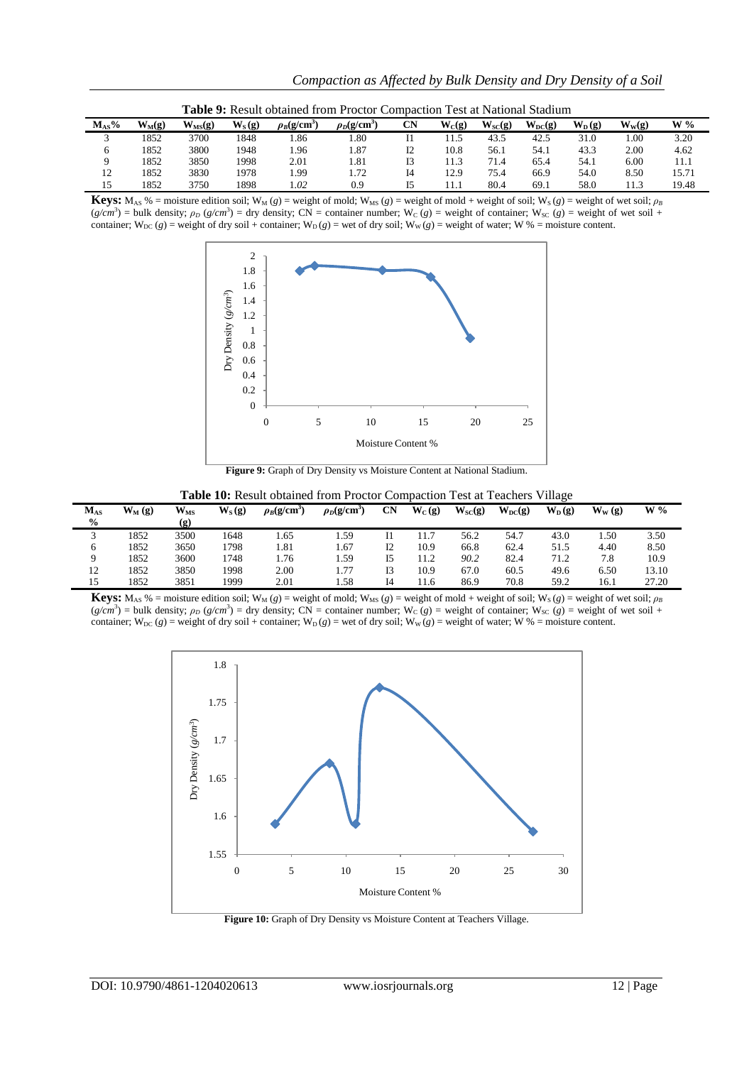**Table 9:** Result obtained from Proctor Compaction Test at National Stadium

| $M_{AS}$% | $W_M$(g) | $W_{MS}$(g) | $W_S$ (g) | $\rho_B$(g/cm$^3$) | $\rho_D$(g/cm$^3$) | CN | $W_C$(g) | $W_{SC}$(g) | $W_{DC}$(g) | $W_D$ (g) | $W_W$(g) | W % |
|---|---|---|---|---|---|---|---|---|---|---|---|---|
| 3 | 1852 | 3700 | 1848 | 1.86 | 1.80 | I1 | 11.5 | 43.5 | 42.5 | 31.0 | 1.00 | 3.20 |
| 6 | 1852 | 3800 | 1948 | 1.96 | 1.87 | I2 | 10.8 | 56.1 | 54.1 | 43.3 | 2.00 | 4.62 |
| 9 | 1852 | 3850 | 1998 | 2.01 | 1.81 | I3 | 11.3 | 71.4 | 65.4 | 54.1 | 6.00 | 11.1 |
| 12 | 1852 | 3830 | 1978 | 1.99 | 1.72 | I4 | 12.9 | 75.4 | 66.9 | 54.0 | 8.50 | 15.71 |
| 15 | 1852 | 3750 | 1898 | 1.02 | 0.9 | I5 | 11.1 | 80.4 | 69.1 | 58.0 | 11.3 | 19.48 |

**Keys:** $M_{AS}$ % = moisture edition soil; $W_M$ (*g*) = weight of mold; $W_{MS}$ (*g*) = weight of mold + weight of soil; $W_S$ (*g*) = weight of wet soil; $\rho_B$ (*g/cm*$^3$) = bulk density; $\rho_D$ (*g/cm*$^3$) = dry density; CN = container number; $W_C$ (*g*) = weight of container; $W_{SC}$ (*g*) = weight of wet soil + container; $W_{DC}$ (*g*) = weight of dry soil + container; $W_D$ (*g*) = wet of dry soil; $W_W$ (*g*) = weight of water; W % = moisture content.

**Figure 9:** Graph of Dry Density vs Moisture Content at National Stadium.

**Table 10:** Result obtained from Proctor Compaction Test at Teachers Village

| $M_{AS}$ % | $W_M$ (g) | $W_{MS}$ (g) | $W_S$ (g) | $\rho_B$(g/cm$^3$) | $\rho_D$(g/cm$^3$) | CN | $W_C$ (g) | $W_{SC}$(g) | $W_{DC}$(g) | $W_D$ (g) | $W_W$ (g) | W % |
|---|---|---|---|---|---|---|---|---|---|---|---|---|
| 3 | 1852 | 3500 | 1648 | 1.65 | 1.59 | I1 | 11.7 | 56.2 | 54.7 | 43.0 | 1.50 | 3.50 |
| 6 | 1852 | 3650 | 1798 | 1.81 | 1.67 | I2 | 10.9 | 66.8 | 62.4 | 51.5 | 4.40 | 8.50 |
| 9 | 1852 | 3600 | 1748 | 1.76 | 1.59 | I5 | 11.2 | 90.2 | 82.4 | 71.2 | 7.8 | 10.9 |
| 12 | 1852 | 3850 | 1998 | 2.00 | 1.77 | I3 | 10.9 | 67.0 | 60.5 | 49.6 | 6.50 | 13.10 |
| 15 | 1852 | 3851 | 1999 | 2.01 | 1.58 | I4 | 11.6 | 86.9 | 70.8 | 59.2 | 16.1 | 27.20 |

**Keys:** $M_{AS}$ % = moisture edition soil; $W_M$ (*g*) = weight of mold; $W_{MS}$ (*g*) = weight of mold + weight of soil; $W_S$ (*g*) = weight of wet soil; $\rho_B$ (*g/cm*$^3$) = bulk density; $\rho_D$ (*g/cm*$^3$) = dry density; CN = container number; $W_C$ (*g*) = weight of container; $W_{SC}$ (*g*) = weight of wet soil + container; $W_{DC}$ (*g*) = weight of dry soil + container; $W_D$ (*g*) = wet of dry soil; $W_W$ (*g*) = weight of water; W % = moisture content.

**Figure 10:** Graph of Dry Density vs Moisture Content at Teachers Village.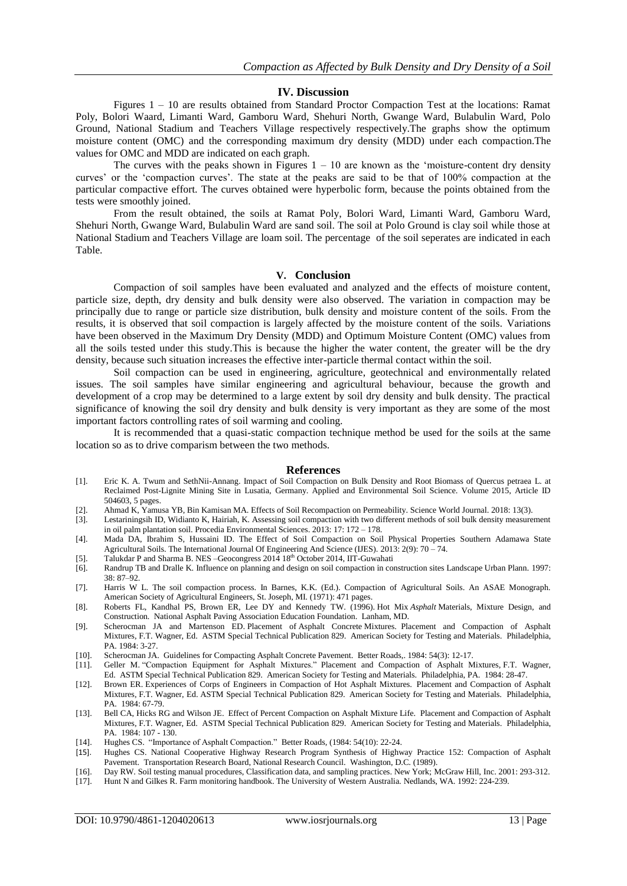## IV. Discussion

Figures 1 – 10 are results obtained from Standard Proctor Compaction Test at the locations: Ramat Poly, Bolori Waard, Limanti Ward, Gamboru Ward, Shehuri North, Gwange Ward, Bulabulin Ward, Polo Ground, National Stadium and Teachers Village respectively respectively.The graphs show the optimum moisture content (OMC) and the corresponding maximum dry density (MDD) under each compaction.The values for OMC and MDD are indicated on each graph.

The curves with the peaks shown in Figures 1 – 10 are known as the 'moisture-content dry density curves' or the 'compaction curves'. The state at the peaks are said to be that of 100% compaction at the particular compactive effort. The curves obtained were hyperbolic form, because the points obtained from the tests were smoothly joined.

From the result obtained, the soils at Ramat Poly, Bolori Ward, Limanti Ward, Gamboru Ward, Shehuri North, Gwange Ward, Bulabulin Ward are sand soil. The soil at Polo Ground is clay soil while those at National Stadium and Teachers Village are loam soil. The percentage of the soil seperates are indicated in each Table.

## V. Conclusion

Compaction of soil samples have been evaluated and analyzed and the effects of moisture content, particle size, depth, dry density and bulk density were also observed. The variation in compaction may be principally due to range or particle size distribution, bulk density and moisture content of the soils. From the results, it is observed that soil compaction is largely affected by the moisture content of the soils. Variations have been observed in the Maximum Dry Density (MDD) and Optimum Moisture Content (OMC) values from all the soils tested under this study.This is because the higher the water content, the greater will be the dry density, because such situation increases the effective inter-particle thermal contact within the soil.

Soil compaction can be used in engineering, agriculture, geotechnical and environmentally related issues. The soil samples have similar engineering and agricultural behaviour, because the growth and development of a crop may be determined to a large extent by soil dry density and bulk density. The practical significance of knowing the soil dry density and bulk density is very important as they are some of the most important factors controlling rates of soil warming and cooling.

It is recommended that a quasi-static compaction technique method be used for the soils at the same location so as to drive comparism between the two methods.

## References

[1]. Eric K. A. Twum and SethNii-Annang. Impact of Soil Compaction on Bulk Density and Root Biomass of Quercus petraea L. at Reclaimed Post-Lignite Mining Site in Lusatia, Germany. Applied and Environmental Soil Science. Volume 2015, Article ID 504603, 5 pages.

[2]. Ahmad K, Yamusa YB, Bin Kamisan MA. Effects of Soil Recompaction on Permeability. Science World Journal. 2018: 13(3).

[3]. Lestariningsih ID, Widianto K, Hairiah, K. Assessing soil compaction with two different methods of soil bulk density measurement in oil palm plantation soil. Procedia Environmental Sciences. 2013: 17: 172 – 178.

[4]. Mada DA, Ibrahim S, Hussaini ID. The Effect of Soil Compaction on Soil Physical Properties Southern Adamawa State Agricultural Soils. The International Journal Of Engineering And Science (IJES). 2013: 2(9): 70 – 74.

[5]. Talukdar P and Sharma B. NES –Geocongress 2014 18th October 2014, IIT-Guwahati

[6]. Randrup TB and Dralle K. Influence on planning and design on soil compaction in construction sites Landscape Urban Plann. 1997: 38: 87–92.

[7]. Harris W L. The soil compaction process. In Barnes, K.K. (Ed.). Compaction of Agricultural Soils. An ASAE Monograph. American Society of Agricultural Engineers, St. Joseph, MI. (1971): 471 pages.

[8]. Roberts FL, Kandhal PS, Brown ER, Lee DY and Kennedy TW. (1996). Hot Mix *Asphalt* Materials, Mixture Design, and Construction. National Asphalt Paving Association Education Foundation. Lanham, MD.

[9]. Scherocman JA and Martenson ED. Placement of Asphalt Concrete Mixtures. Placement and Compaction of Asphalt Mixtures, F.T. Wagner, Ed. ASTM Special Technical Publication 829. American Society for Testing and Materials. Philadelphia, PA. 1984: 3-27.

[10]. Scherocman JA. Guidelines for Compacting Asphalt Concrete Pavement. Better Roads,. 1984: 54(3): 12-17.

[11]. Geller M. "Compaction Equipment for Asphalt Mixtures." Placement and Compaction of Asphalt Mixtures, F.T. Wagner, Ed. ASTM Special Technical Publication 829. American Society for Testing and Materials. Philadelphia, PA. 1984: 28-47.

[12]. Brown ER. Experiences of Corps of Engineers in Compaction of Hot Asphalt Mixtures. Placement and Compaction of Asphalt Mixtures, F.T. Wagner, Ed. ASTM Special Technical Publication 829. American Society for Testing and Materials. Philadelphia, PA. 1984: 67-79.

[13]. Bell CA, Hicks RG and Wilson JE. Effect of Percent Compaction on Asphalt Mixture Life. Placement and Compaction of Asphalt Mixtures, F.T. Wagner, Ed. ASTM Special Technical Publication 829. American Society for Testing and Materials. Philadelphia, PA. 1984: 107 - 130.

[14]. Hughes CS. "Importance of Asphalt Compaction." Better Roads, (1984: 54(10): 22-24.

[15]. Hughes CS. National Cooperative Highway Research Program Synthesis of Highway Practice 152: Compaction of Asphalt Pavement. Transportation Research Board, National Research Council. Washington, D.C. (1989).

[16]. Day RW. Soil testing manual procedures, Classification data, and sampling practices. New York; McGraw Hill, Inc. 2001: 293-312.

[17]. Hunt N and Gilkes R. Farm monitoring handbook. The University of Western Australia. Nedlands, WA. 1992: 224-239.